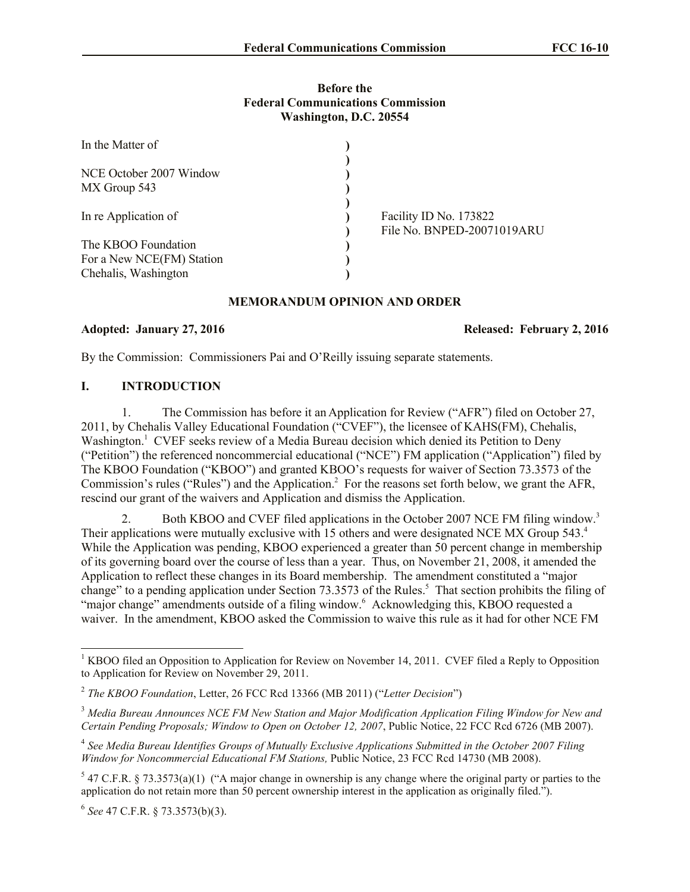**Before the**
**Federal Communications Commission**
**Washington, D.C. 20554**

| | | |
|---|---|---|
| In the Matter of | ) | |
| | ) | |
| NCE October 2007 Window | ) | |
| MX Group 543 | ) | |
| | ) | |
| In re Application of | ) | Facility ID No. 173822 |
| | ) | File No. BNPED-20071019ARU |
| The KBOO Foundation | ) | |
| For a New NCE(FM) Station | ) | |
| Chehalis, Washington | ) | |

## MEMORANDUM OPINION AND ORDER

**Adopted: January 27, 2016** **Released: February 2, 2016**

By the Commission: Commissioners Pai and O'Reilly issuing separate statements.

## I. INTRODUCTION

1. The Commission has before it an Application for Review ("AFR") filed on October 27, 2011, by Chehalis Valley Educational Foundation ("CVEF"), the licensee of KAHS(FM), Chehalis, Washington.[1] CVEF seeks review of a Media Bureau decision which denied its Petition to Deny ("Petition") the referenced noncommercial educational ("NCE") FM application ("Application") filed by The KBOO Foundation ("KBOO") and granted KBOO's requests for waiver of Section 73.3573 of the Commission's rules ("Rules") and the Application.[2] For the reasons set forth below, we grant the AFR, rescind our grant of the waivers and Application and dismiss the Application.

2. Both KBOO and CVEF filed applications in the October 2007 NCE FM filing window.[3] Their applications were mutually exclusive with 15 others and were designated NCE MX Group 543.[4] While the Application was pending, KBOO experienced a greater than 50 percent change in membership of its governing board over the course of less than a year. Thus, on November 21, 2008, it amended the Application to reflect these changes in its Board membership. The amendment constituted a "major change" to a pending application under Section 73.3573 of the Rules.[5] That section prohibits the filing of "major change" amendments outside of a filing window.[6] Acknowledging this, KBOO requested a waiver. In the amendment, KBOO asked the Commission to waive this rule as it had for other NCE FM

---

[1] KBOO filed an Opposition to Application for Review on November 14, 2011. CVEF filed a Reply to Opposition to Application for Review on November 29, 2011.

[2] *The KBOO Foundation*, Letter, 26 FCC Rcd 13366 (MB 2011) ("*Letter Decision*")

[3] *Media Bureau Announces NCE FM New Station and Major Modification Application Filing Window for New and Certain Pending Proposals; Window to Open on October 12, 2007*, Public Notice, 22 FCC Rcd 6726 (MB 2007).

[4] *See Media Bureau Identifies Groups of Mutually Exclusive Applications Submitted in the October 2007 Filing Window for Noncommercial Educational FM Stations,* Public Notice, 23 FCC Rcd 14730 (MB 2008).

[5] 47 C.F.R. § 73.3573(a)(1) ("A major change in ownership is any change where the original party or parties to the application do not retain more than 50 percent ownership interest in the application as originally filed.").

[6] *See* 47 C.F.R. § 73.3573(b)(3).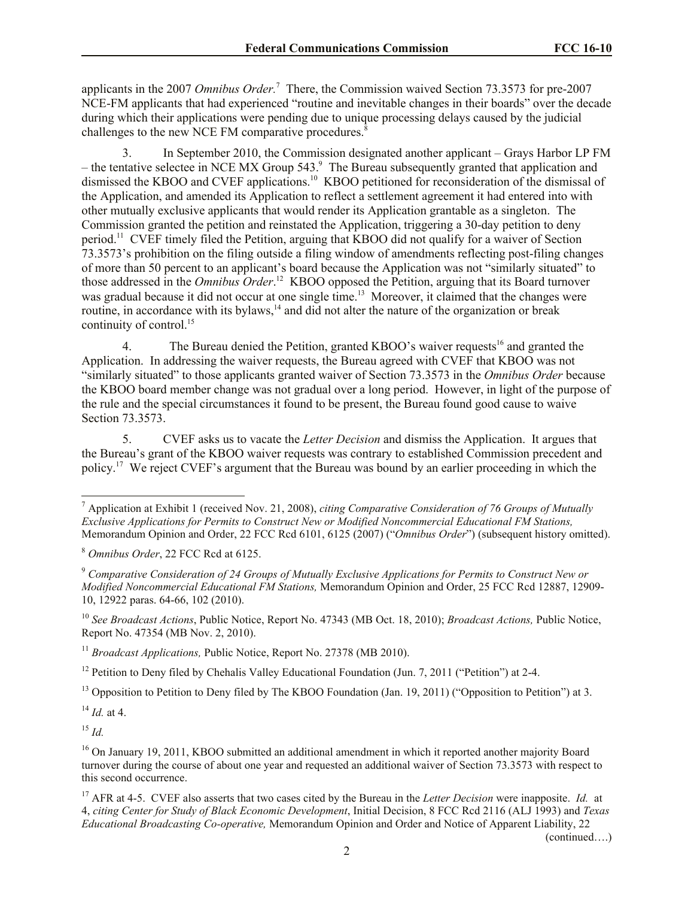applicants in the 2007 *Omnibus Order.*[7] There, the Commission waived Section 73.3573 for pre-2007 NCE-FM applicants that had experienced "routine and inevitable changes in their boards" over the decade during which their applications were pending due to unique processing delays caused by the judicial challenges to the new NCE FM comparative procedures.[8]

3. In September 2010, the Commission designated another applicant – Grays Harbor LP FM – the tentative selectee in NCE MX Group 543.[9] The Bureau subsequently granted that application and dismissed the KBOO and CVEF applications.[10] KBOO petitioned for reconsideration of the dismissal of the Application, and amended its Application to reflect a settlement agreement it had entered into with other mutually exclusive applicants that would render its Application grantable as a singleton. The Commission granted the petition and reinstated the Application, triggering a 30-day petition to deny period.[11] CVEF timely filed the Petition, arguing that KBOO did not qualify for a waiver of Section 73.3573's prohibition on the filing outside a filing window of amendments reflecting post-filing changes of more than 50 percent to an applicant's board because the Application was not "similarly situated" to those addressed in the *Omnibus Order*.[12] KBOO opposed the Petition, arguing that its Board turnover was gradual because it did not occur at one single time.[13] Moreover, it claimed that the changes were routine, in accordance with its bylaws,[14] and did not alter the nature of the organization or break continuity of control.[15]

4. The Bureau denied the Petition, granted KBOO's waiver requests[16] and granted the Application. In addressing the waiver requests, the Bureau agreed with CVEF that KBOO was not "similarly situated" to those applicants granted waiver of Section 73.3573 in the *Omnibus Order* because the KBOO board member change was not gradual over a long period. However, in light of the purpose of the rule and the special circumstances it found to be present, the Bureau found good cause to waive Section 73.3573.

5. CVEF asks us to vacate the *Letter Decision* and dismiss the Application. It argues that the Bureau's grant of the KBOO waiver requests was contrary to established Commission precedent and policy.[17] We reject CVEF's argument that the Bureau was bound by an earlier proceeding in which the

---

[7] Application at Exhibit 1 (received Nov. 21, 2008), *citing Comparative Consideration of 76 Groups of Mutually Exclusive Applications for Permits to Construct New or Modified Noncommercial Educational FM Stations,* Memorandum Opinion and Order, 22 FCC Rcd 6101, 6125 (2007) ("*Omnibus Order*") (subsequent history omitted).

[8] *Omnibus Order*, 22 FCC Rcd at 6125.

[9] *Comparative Consideration of 24 Groups of Mutually Exclusive Applications for Permits to Construct New or Modified Noncommercial Educational FM Stations,* Memorandum Opinion and Order, 25 FCC Rcd 12887, 12909-10, 12922 paras. 64-66, 102 (2010).

[10] *See Broadcast Actions*, Public Notice, Report No. 47343 (MB Oct. 18, 2010); *Broadcast Actions,* Public Notice, Report No. 47354 (MB Nov. 2, 2010).

[11] *Broadcast Applications,* Public Notice, Report No. 27378 (MB 2010).

[12] Petition to Deny filed by Chehalis Valley Educational Foundation (Jun. 7, 2011 ("Petition") at 2-4.

[13] Opposition to Petition to Deny filed by The KBOO Foundation (Jan. 19, 2011) ("Opposition to Petition") at 3.

[14] *Id.* at 4.

[15] *Id.*

[16] On January 19, 2011, KBOO submitted an additional amendment in which it reported another majority Board turnover during the course of about one year and requested an additional waiver of Section 73.3573 with respect to this second occurrence.

[17] AFR at 4-5. CVEF also asserts that two cases cited by the Bureau in the *Letter Decision* were inapposite. *Id.* at 4, *citing Center for Study of Black Economic Development*, Initial Decision, 8 FCC Rcd 2116 (ALJ 1993) and *Texas Educational Broadcasting Co-operative,* Memorandum Opinion and Order and Notice of Apparent Liability, 22

(continued….)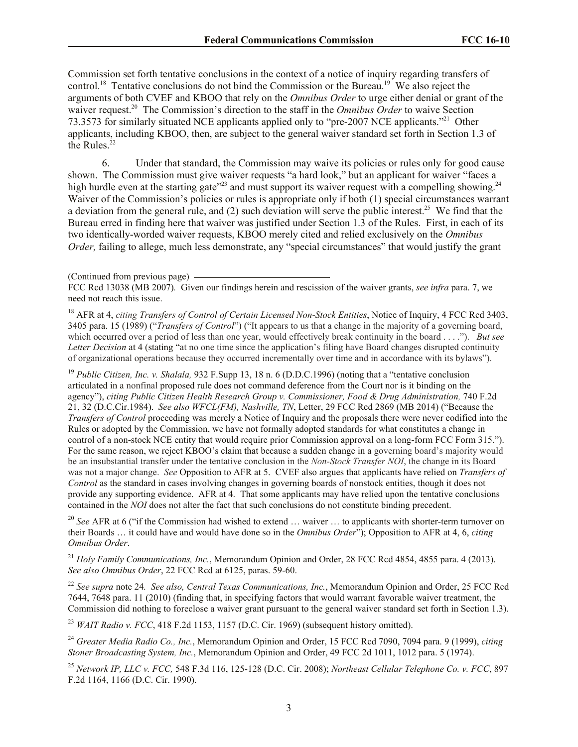Commission set forth tentative conclusions in the context of a notice of inquiry regarding transfers of control.[18] Tentative conclusions do not bind the Commission or the Bureau.[19] We also reject the arguments of both CVEF and KBOO that rely on the *Omnibus Order* to urge either denial or grant of the waiver request.[20] The Commission's direction to the staff in the *Omnibus Order* to waive Section 73.3573 for similarly situated NCE applicants applied only to "pre-2007 NCE applicants."[21] Other applicants, including KBOO, then, are subject to the general waiver standard set forth in Section 1.3 of the Rules.[22]

6. Under that standard, the Commission may waive its policies or rules only for good cause shown. The Commission must give waiver requests "a hard look," but an applicant for waiver "faces a high hurdle even at the starting gate"[23] and must support its waiver request with a compelling showing.[24] Waiver of the Commission's policies or rules is appropriate only if both (1) special circumstances warrant a deviation from the general rule, and (2) such deviation will serve the public interest.[25] We find that the Bureau erred in finding here that waiver was justified under Section 1.3 of the Rules. First, in each of its two identically-worded waiver requests, KBOO merely cited and relied exclusively on the *Omnibus Order,* failing to allege, much less demonstrate, any "special circumstances" that would justify the grant

---

(Continued from previous page)
FCC Rcd 13038 (MB 2007). Given our findings herein and rescission of the waiver grants, *see infra* para. 7, we need not reach this issue.

[18] AFR at 4, *citing Transfers of Control of Certain Licensed Non-Stock Entities*, Notice of Inquiry, 4 FCC Rcd 3403, 3405 para. 15 (1989) ("*Transfers of Control*") ("It appears to us that a change in the majority of a governing board, which occurred over a period of less than one year, would effectively break continuity in the board . . . ."). *But see Letter Decision* at 4 (stating "at no one time since the application's filing have Board changes disrupted continuity of organizational operations because they occurred incrementally over time and in accordance with its bylaws").

[19] *Public Citizen, Inc. v. Shalala,* 932 F.Supp 13, 18 n. 6 (D.D.C.1996) (noting that a "tentative conclusion articulated in a nonfinal proposed rule does not command deference from the Court nor is it binding on the agency"), *citing Public Citizen Health Research Group v. Commissioner, Food & Drug Administration,* 740 F.2d 21, 32 (D.C.Cir.1984). *See also WFCL(FM), Nashville, TN*, Letter, 29 FCC Rcd 2869 (MB 2014) ("Because the *Transfers of Control* proceeding was merely a Notice of Inquiry and the proposals there were never codified into the Rules or adopted by the Commission, we have not formally adopted standards for what constitutes a change in control of a non-stock NCE entity that would require prior Commission approval on a long-form FCC Form 315."). For the same reason, we reject KBOO's claim that because a sudden change in a governing board's majority would be an insubstantial transfer under the tentative conclusion in the *Non-Stock Transfer NOI*, the change in its Board was not a major change. *See* Opposition to AFR at 5. CVEF also argues that applicants have relied on *Transfers of Control* as the standard in cases involving changes in governing boards of nonstock entities, though it does not provide any supporting evidence. AFR at 4. That some applicants may have relied upon the tentative conclusions contained in the *NOI* does not alter the fact that such conclusions do not constitute binding precedent.

[20] *See* AFR at 6 ("if the Commission had wished to extend … waiver … to applicants with shorter-term turnover on their Boards … it could have and would have done so in the *Omnibus Order*"); Opposition to AFR at 4, 6, *citing Omnibus Order*.

[21] *Holy Family Communications, Inc.*, Memorandum Opinion and Order, 28 FCC Rcd 4854, 4855 para. 4 (2013). *See also Omnibus Order*, 22 FCC Rcd at 6125, paras. 59-60.

[22] *See supra* note 24*. See also, Central Texas Communications, Inc.*, Memorandum Opinion and Order, 25 FCC Rcd 7644, 7648 para. 11 (2010) (finding that, in specifying factors that would warrant favorable waiver treatment, the Commission did nothing to foreclose a waiver grant pursuant to the general waiver standard set forth in Section 1.3).

[23] *WAIT Radio v. FCC*, 418 F.2d 1153, 1157 (D.C. Cir. 1969) (subsequent history omitted).

[24] *Greater Media Radio Co., Inc.*, Memorandum Opinion and Order, 15 FCC Rcd 7090, 7094 para. 9 (1999), *citing Stoner Broadcasting System, Inc.*, Memorandum Opinion and Order, 49 FCC 2d 1011, 1012 para. 5 (1974).

[25] *Network IP, LLC v. FCC,* 548 F.3d 116, 125-128 (D.C. Cir. 2008); *Northeast Cellular Telephone Co. v. FCC*, 897 F.2d 1164, 1166 (D.C. Cir. 1990).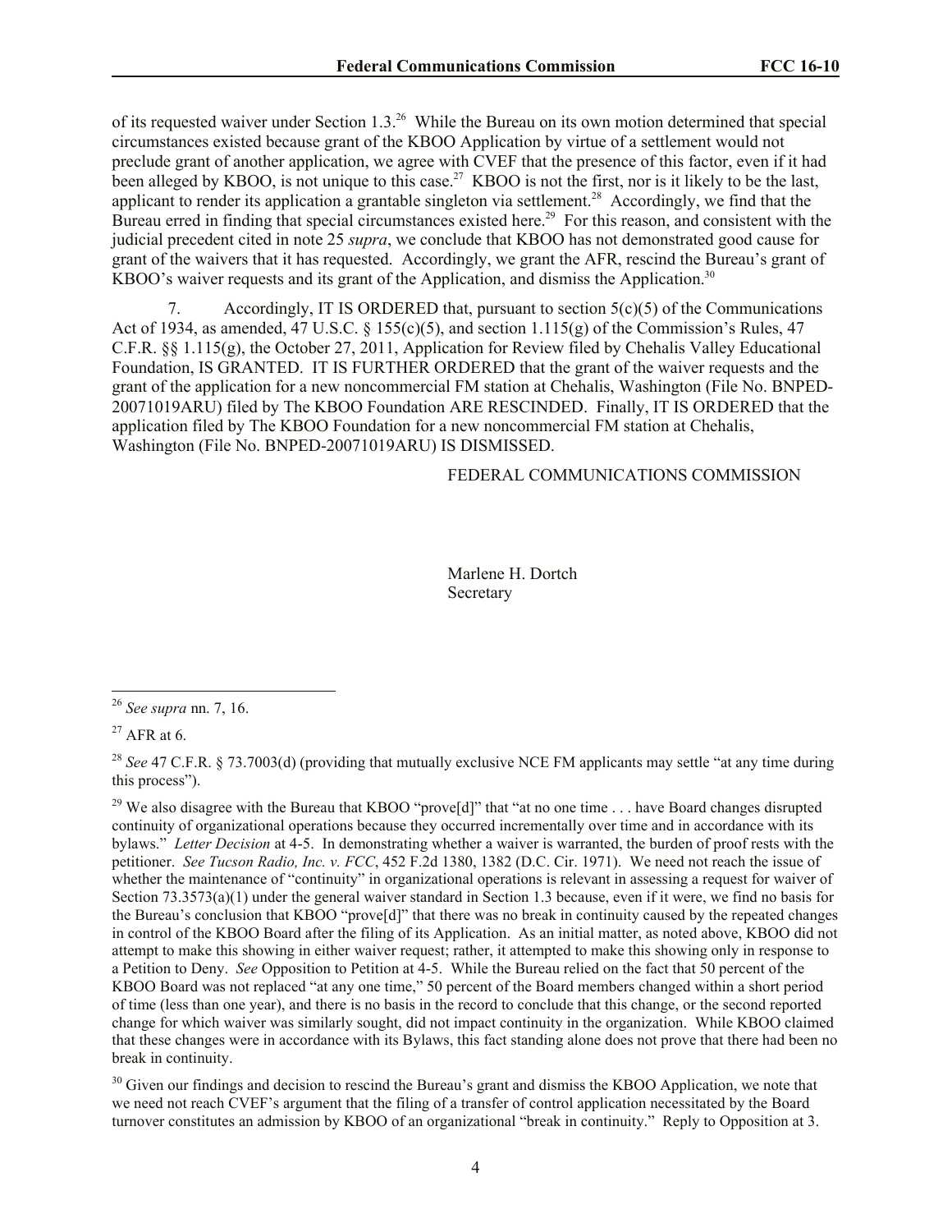of its requested waiver under Section 1.3.[26] While the Bureau on its own motion determined that special circumstances existed because grant of the KBOO Application by virtue of a settlement would not preclude grant of another application, we agree with CVEF that the presence of this factor, even if it had been alleged by KBOO, is not unique to this case.[27] KBOO is not the first, nor is it likely to be the last, applicant to render its application a grantable singleton via settlement.[28] Accordingly, we find that the Bureau erred in finding that special circumstances existed here.[29] For this reason, and consistent with the judicial precedent cited in note 25 *supra*, we conclude that KBOO has not demonstrated good cause for grant of the waivers that it has requested. Accordingly, we grant the AFR, rescind the Bureau's grant of KBOO's waiver requests and its grant of the Application, and dismiss the Application.[30]

7. Accordingly, IT IS ORDERED that, pursuant to section 5(c)(5) of the Communications Act of 1934, as amended, 47 U.S.C. § 155(c)(5), and section 1.115(g) of the Commission's Rules, 47 C.F.R. §§ 1.115(g), the October 27, 2011, Application for Review filed by Chehalis Valley Educational Foundation, IS GRANTED. IT IS FURTHER ORDERED that the grant of the waiver requests and the grant of the application for a new noncommercial FM station at Chehalis, Washington (File No. BNPED-20071019ARU) filed by The KBOO Foundation ARE RESCINDED. Finally, IT IS ORDERED that the application filed by The KBOO Foundation for a new noncommercial FM station at Chehalis, Washington (File No. BNPED-20071019ARU) IS DISMISSED.

FEDERAL COMMUNICATIONS COMMISSION

Marlene H. Dortch
Secretary

---

[26] *See supra* nn. 7, 16.

[27] AFR at 6.

[28] *See* 47 C.F.R. § 73.7003(d) (providing that mutually exclusive NCE FM applicants may settle "at any time during this process").

[29] We also disagree with the Bureau that KBOO "prove[d]" that "at no one time . . . have Board changes disrupted continuity of organizational operations because they occurred incrementally over time and in accordance with its bylaws." *Letter Decision* at 4-5. In demonstrating whether a waiver is warranted, the burden of proof rests with the petitioner. *See Tucson Radio, Inc. v. FCC*, 452 F.2d 1380, 1382 (D.C. Cir. 1971). We need not reach the issue of whether the maintenance of "continuity" in organizational operations is relevant in assessing a request for waiver of Section 73.3573(a)(1) under the general waiver standard in Section 1.3 because, even if it were, we find no basis for the Bureau's conclusion that KBOO "prove[d]" that there was no break in continuity caused by the repeated changes in control of the KBOO Board after the filing of its Application. As an initial matter, as noted above, KBOO did not attempt to make this showing in either waiver request; rather, it attempted to make this showing only in response to a Petition to Deny. *See* Opposition to Petition at 4-5. While the Bureau relied on the fact that 50 percent of the KBOO Board was not replaced "at any one time," 50 percent of the Board members changed within a short period of time (less than one year), and there is no basis in the record to conclude that this change, or the second reported change for which waiver was similarly sought, did not impact continuity in the organization. While KBOO claimed that these changes were in accordance with its Bylaws, this fact standing alone does not prove that there had been no break in continuity.

[30] Given our findings and decision to rescind the Bureau's grant and dismiss the KBOO Application, we note that we need not reach CVEF's argument that the filing of a transfer of control application necessitated by the Board turnover constitutes an admission by KBOO of an organizational "break in continuity." Reply to Opposition at 3.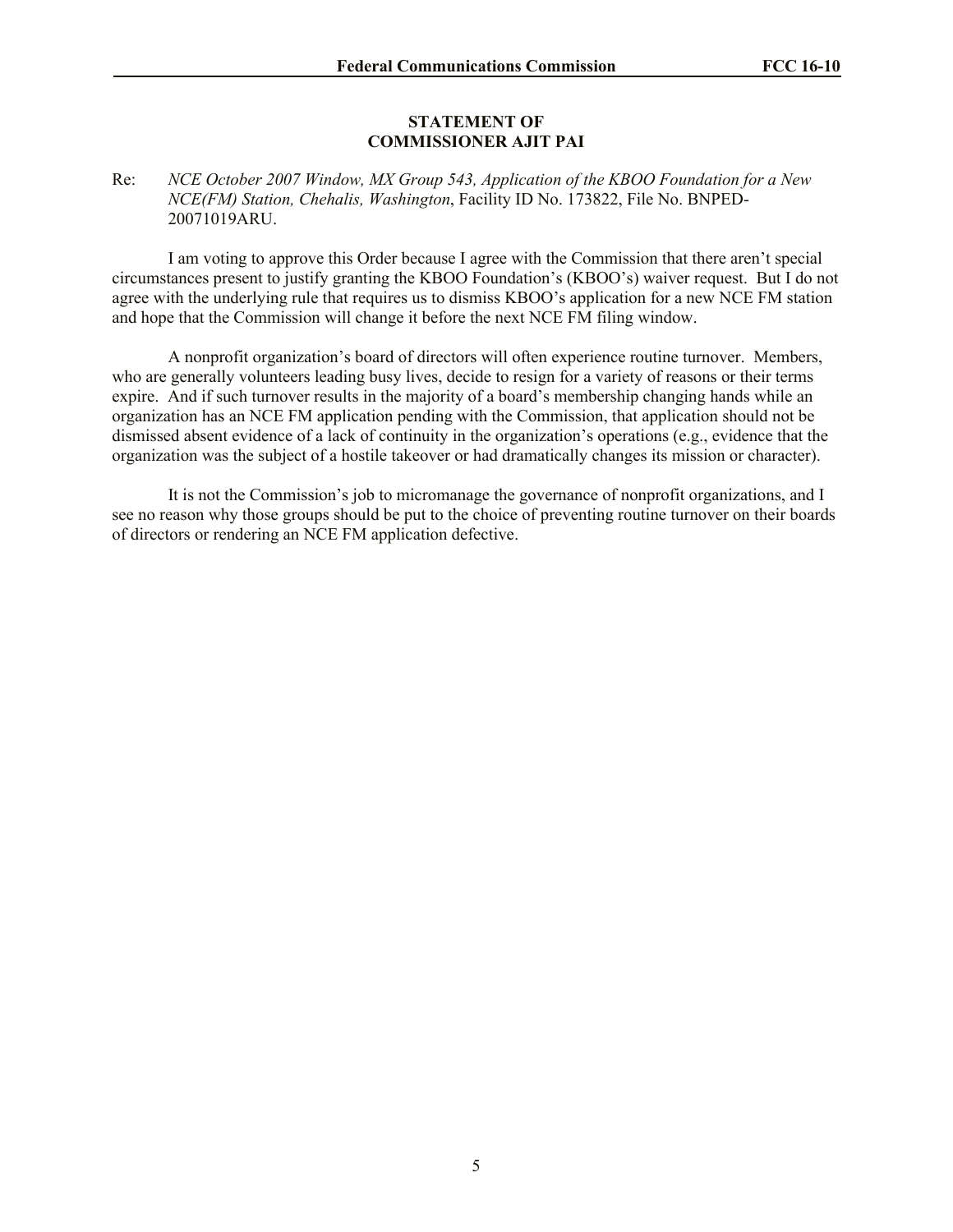**STATEMENT OF**
**COMMISSIONER AJIT PAI**

Re: *NCE October 2007 Window, MX Group 543, Application of the KBOO Foundation for a New NCE(FM) Station, Chehalis, Washington*, Facility ID No. 173822, File No. BNPED-20071019ARU.

I am voting to approve this Order because I agree with the Commission that there aren't special circumstances present to justify granting the KBOO Foundation's (KBOO's) waiver request. But I do not agree with the underlying rule that requires us to dismiss KBOO's application for a new NCE FM station and hope that the Commission will change it before the next NCE FM filing window.

A nonprofit organization's board of directors will often experience routine turnover. Members, who are generally volunteers leading busy lives, decide to resign for a variety of reasons or their terms expire. And if such turnover results in the majority of a board's membership changing hands while an organization has an NCE FM application pending with the Commission, that application should not be dismissed absent evidence of a lack of continuity in the organization's operations (e.g., evidence that the organization was the subject of a hostile takeover or had dramatically changes its mission or character).

It is not the Commission's job to micromanage the governance of nonprofit organizations, and I see no reason why those groups should be put to the choice of preventing routine turnover on their boards of directors or rendering an NCE FM application defective.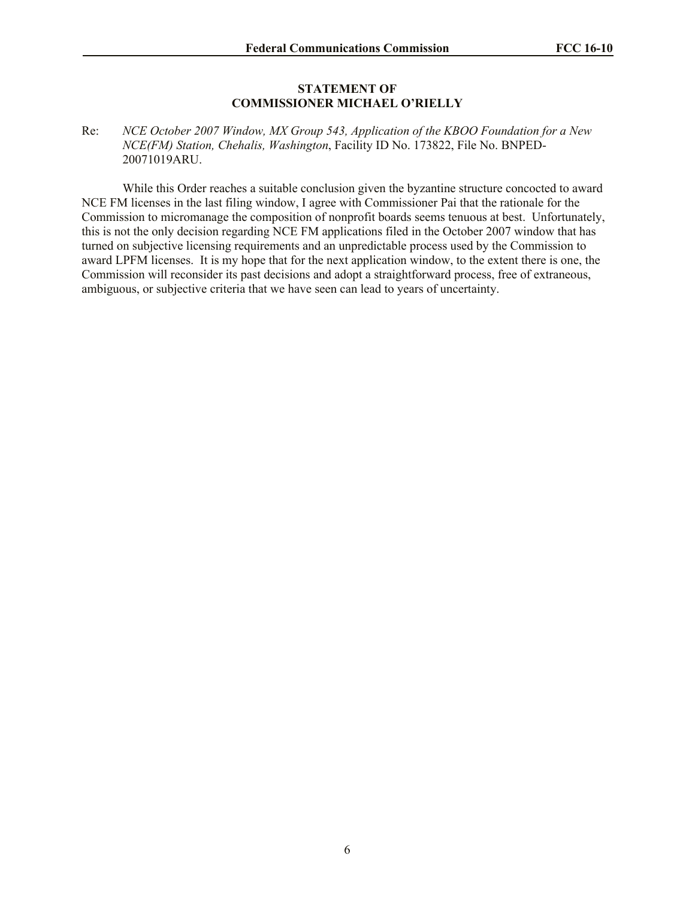**STATEMENT OF**
**COMMISSIONER MICHAEL O'RIELLY**

Re: *NCE October 2007 Window, MX Group 543, Application of the KBOO Foundation for a New NCE(FM) Station, Chehalis, Washington*, Facility ID No. 173822, File No. BNPED-20071019ARU.

While this Order reaches a suitable conclusion given the byzantine structure concocted to award NCE FM licenses in the last filing window, I agree with Commissioner Pai that the rationale for the Commission to micromanage the composition of nonprofit boards seems tenuous at best. Unfortunately, this is not the only decision regarding NCE FM applications filed in the October 2007 window that has turned on subjective licensing requirements and an unpredictable process used by the Commission to award LPFM licenses. It is my hope that for the next application window, to the extent there is one, the Commission will reconsider its past decisions and adopt a straightforward process, free of extraneous, ambiguous, or subjective criteria that we have seen can lead to years of uncertainty.